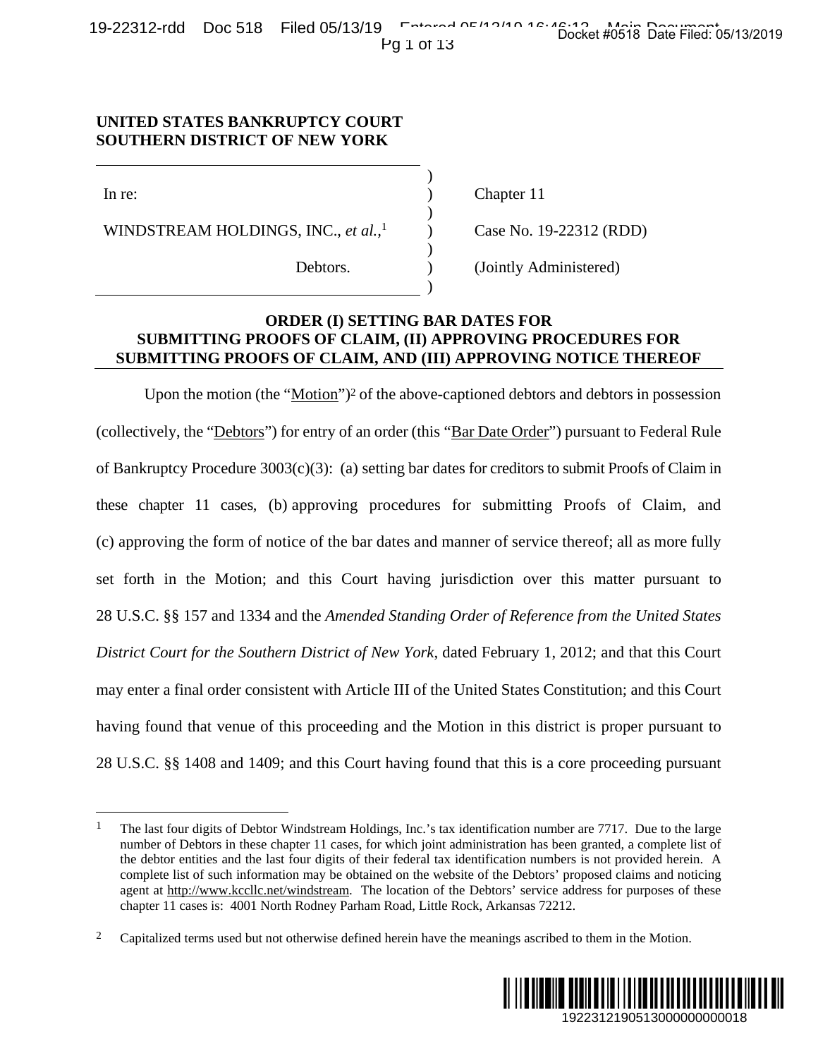**UNITED STATES BANKRUPTCY COURT**
**SOUTHERN DISTRICT OF NEW YORK**

| | |
|---|---|
| In re: | Chapter 11 |
| WINDSTREAM HOLDINGS, INC., *et al.*,[1] | Case No. 19-22312 (RDD) |
| Debtors. | (Jointly Administered) |

**ORDER (I) SETTING BAR DATES FOR SUBMITTING PROOFS OF CLAIM, (II) APPROVING PROCEDURES FOR SUBMITTING PROOFS OF CLAIM, AND (III) APPROVING NOTICE THEREOF**

Upon the motion (the "Motion")[2] of the above-captioned debtors and debtors in possession (collectively, the "Debtors") for entry of an order (this "Bar Date Order") pursuant to Federal Rule of Bankruptcy Procedure 3003(c)(3): (a) setting bar dates for creditors to submit Proofs of Claim in these chapter 11 cases, (b) approving procedures for submitting Proofs of Claim, and (c) approving the form of notice of the bar dates and manner of service thereof; all as more fully set forth in the Motion; and this Court having jurisdiction over this matter pursuant to 28 U.S.C. §§ 157 and 1334 and the *Amended Standing Order of Reference from the United States District Court for the Southern District of New York*, dated February 1, 2012; and that this Court may enter a final order consistent with Article III of the United States Constitution; and this Court having found that venue of this proceeding and the Motion in this district is proper pursuant to 28 U.S.C. §§ 1408 and 1409; and this Court having found that this is a core proceeding pursuant

---

[1] The last four digits of Debtor Windstream Holdings, Inc.'s tax identification number are 7717. Due to the large number of Debtors in these chapter 11 cases, for which joint administration has been granted, a complete list of the debtor entities and the last four digits of their federal tax identification numbers is not provided herein. A complete list of such information may be obtained on the website of the Debtors' proposed claims and noticing agent at http://www.kccllc.net/windstream. The location of the Debtors' service address for purposes of these chapter 11 cases is: 4001 North Rodney Parham Road, Little Rock, Arkansas 72212.

[2] Capitalized terms used but not otherwise defined herein have the meanings ascribed to them in the Motion.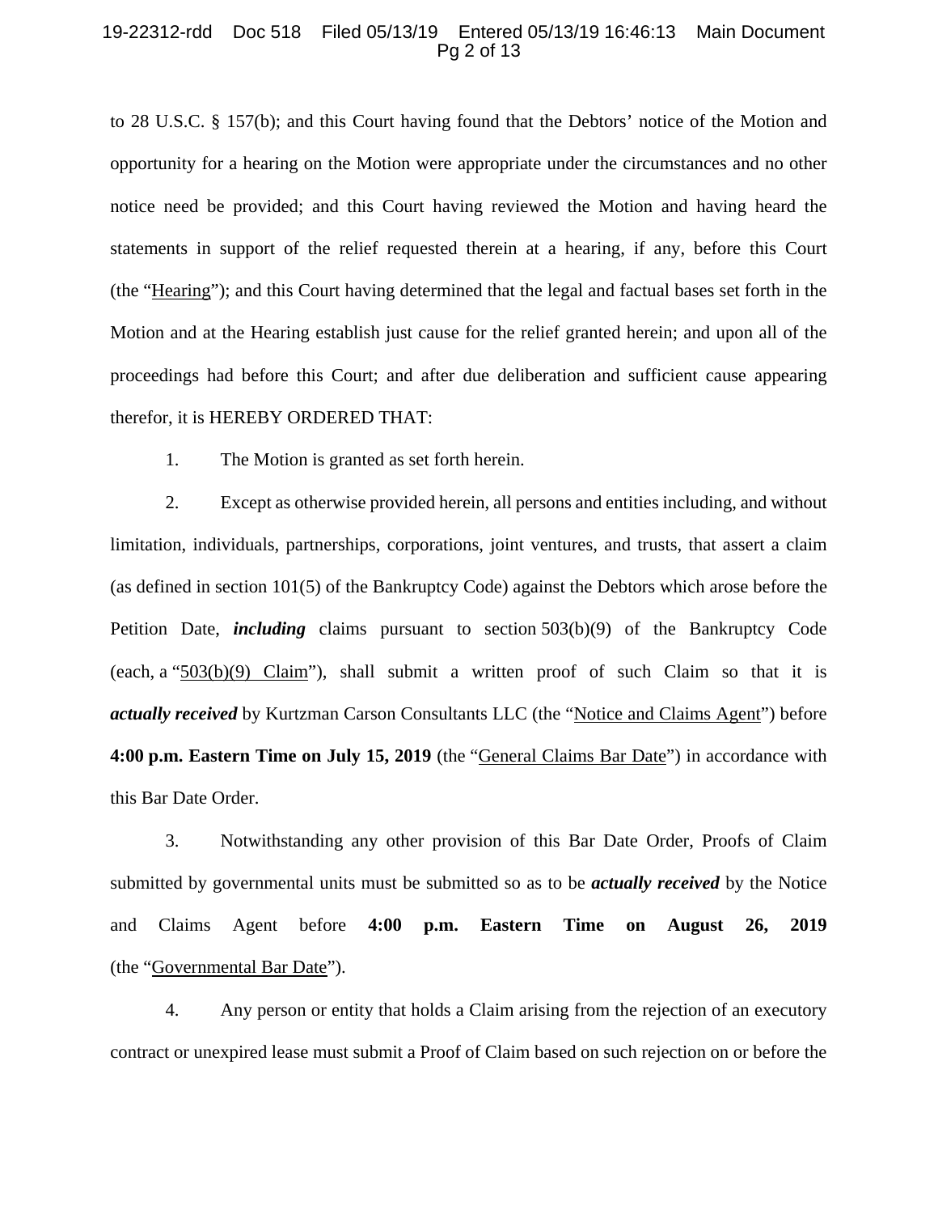to 28 U.S.C. § 157(b); and this Court having found that the Debtors' notice of the Motion and opportunity for a hearing on the Motion were appropriate under the circumstances and no other notice need be provided; and this Court having reviewed the Motion and having heard the statements in support of the relief requested therein at a hearing, if any, before this Court (the "Hearing"); and this Court having determined that the legal and factual bases set forth in the Motion and at the Hearing establish just cause for the relief granted herein; and upon all of the proceedings had before this Court; and after due deliberation and sufficient cause appearing therefor, it is HEREBY ORDERED THAT:

1. The Motion is granted as set forth herein.

2. Except as otherwise provided herein, all persons and entities including, and without limitation, individuals, partnerships, corporations, joint ventures, and trusts, that assert a claim (as defined in section 101(5) of the Bankruptcy Code) against the Debtors which arose before the Petition Date, ***including*** claims pursuant to section 503(b)(9) of the Bankruptcy Code (each, a "503(b)(9) Claim"), shall submit a written proof of such Claim so that it is ***actually received*** by Kurtzman Carson Consultants LLC (the "Notice and Claims Agent") before **4:00 p.m. Eastern Time on July 15, 2019** (the "General Claims Bar Date") in accordance with this Bar Date Order.

3. Notwithstanding any other provision of this Bar Date Order, Proofs of Claim submitted by governmental units must be submitted so as to be ***actually received*** by the Notice and Claims Agent before **4:00 p.m. Eastern Time on August 26, 2019** (the "Governmental Bar Date").

4. Any person or entity that holds a Claim arising from the rejection of an executory contract or unexpired lease must submit a Proof of Claim based on such rejection on or before the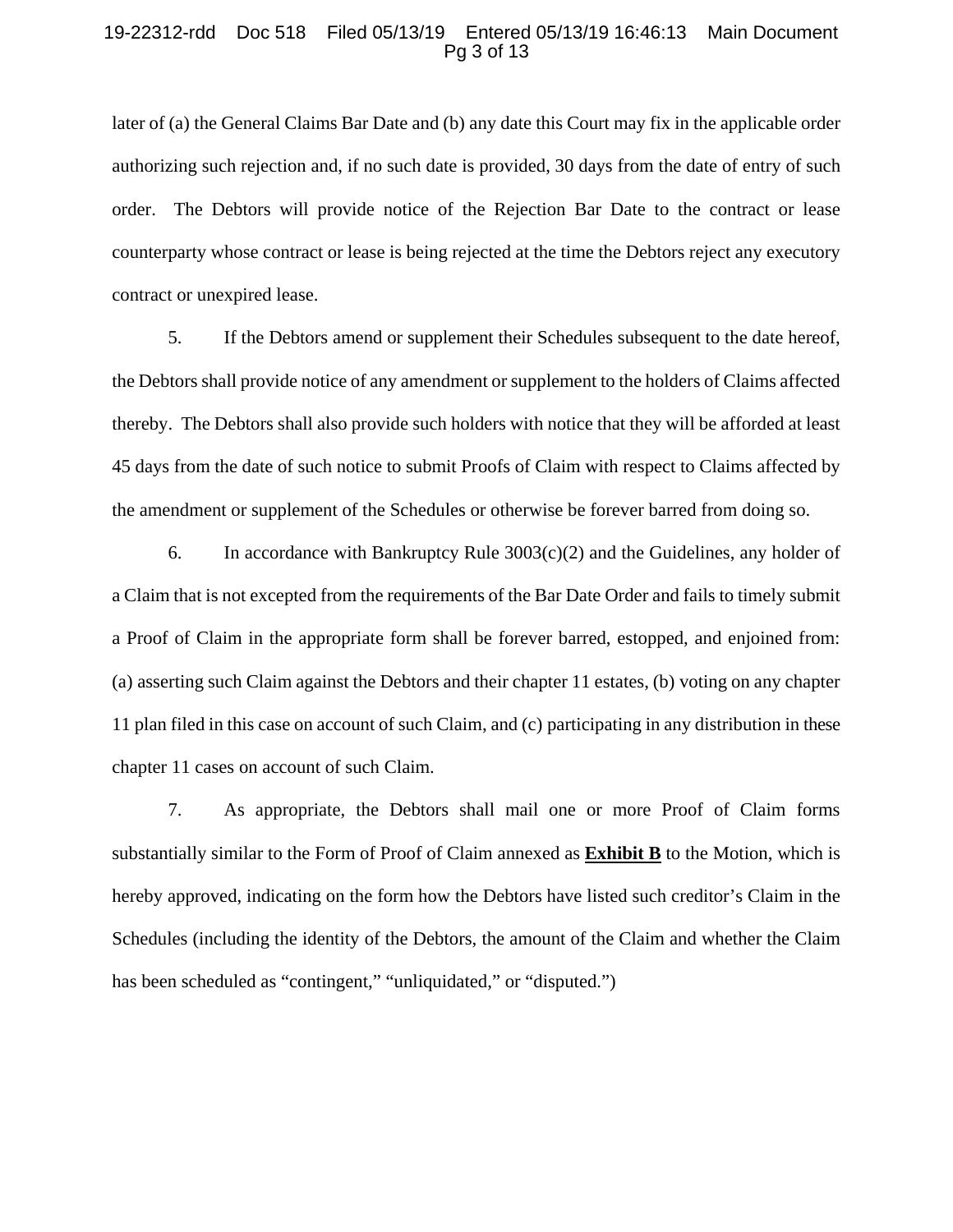later of (a) the General Claims Bar Date and (b) any date this Court may fix in the applicable order authorizing such rejection and, if no such date is provided, 30 days from the date of entry of such order. The Debtors will provide notice of the Rejection Bar Date to the contract or lease counterparty whose contract or lease is being rejected at the time the Debtors reject any executory contract or unexpired lease.

5. If the Debtors amend or supplement their Schedules subsequent to the date hereof, the Debtors shall provide notice of any amendment or supplement to the holders of Claims affected thereby. The Debtors shall also provide such holders with notice that they will be afforded at least 45 days from the date of such notice to submit Proofs of Claim with respect to Claims affected by the amendment or supplement of the Schedules or otherwise be forever barred from doing so.

6. In accordance with Bankruptcy Rule 3003(c)(2) and the Guidelines, any holder of a Claim that is not excepted from the requirements of the Bar Date Order and fails to timely submit a Proof of Claim in the appropriate form shall be forever barred, estopped, and enjoined from: (a) asserting such Claim against the Debtors and their chapter 11 estates, (b) voting on any chapter 11 plan filed in this case on account of such Claim, and (c) participating in any distribution in these chapter 11 cases on account of such Claim.

7. As appropriate, the Debtors shall mail one or more Proof of Claim forms substantially similar to the Form of Proof of Claim annexed as **Exhibit B** to the Motion, which is hereby approved, indicating on the form how the Debtors have listed such creditor's Claim in the Schedules (including the identity of the Debtors, the amount of the Claim and whether the Claim has been scheduled as "contingent," "unliquidated," or "disputed.")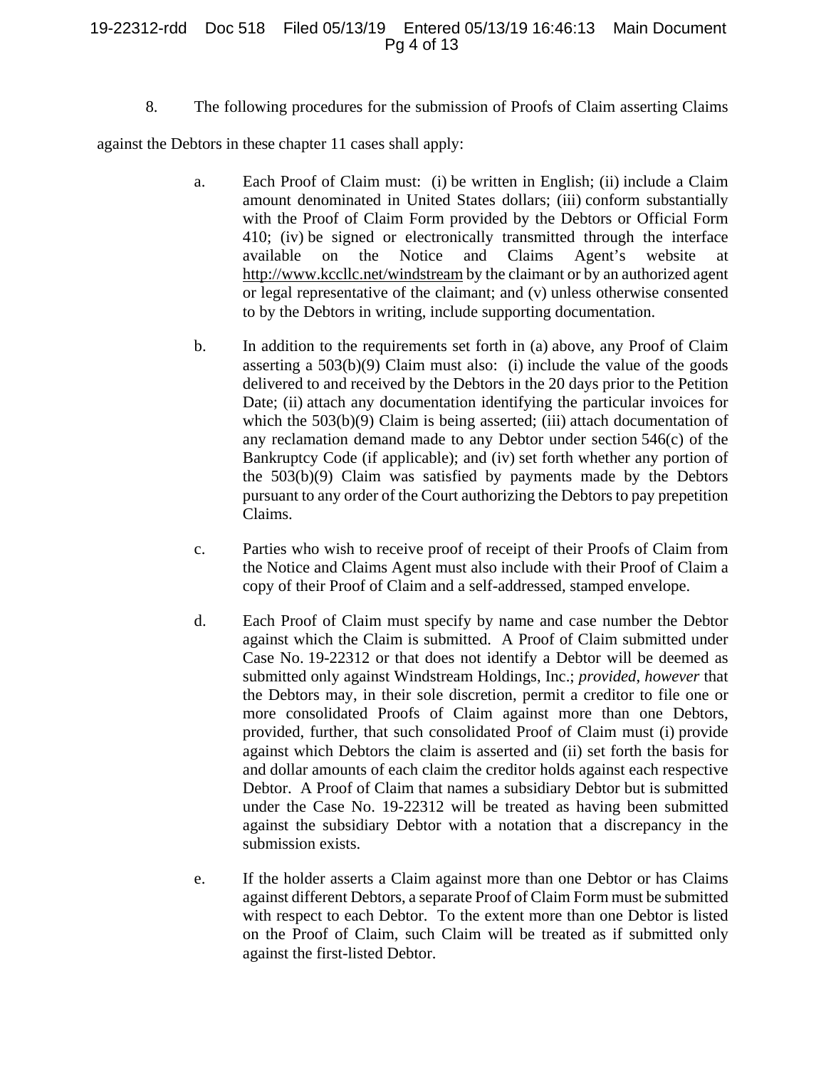8. The following procedures for the submission of Proofs of Claim asserting Claims against the Debtors in these chapter 11 cases shall apply:

a. Each Proof of Claim must: (i) be written in English; (ii) include a Claim amount denominated in United States dollars; (iii) conform substantially with the Proof of Claim Form provided by the Debtors or Official Form 410; (iv) be signed or electronically transmitted through the interface available on the Notice and Claims Agent's website at http://www.kccllc.net/windstream by the claimant or by an authorized agent or legal representative of the claimant; and (v) unless otherwise consented to by the Debtors in writing, include supporting documentation.

b. In addition to the requirements set forth in (a) above, any Proof of Claim asserting a 503(b)(9) Claim must also: (i) include the value of the goods delivered to and received by the Debtors in the 20 days prior to the Petition Date; (ii) attach any documentation identifying the particular invoices for which the 503(b)(9) Claim is being asserted; (iii) attach documentation of any reclamation demand made to any Debtor under section 546(c) of the Bankruptcy Code (if applicable); and (iv) set forth whether any portion of the 503(b)(9) Claim was satisfied by payments made by the Debtors pursuant to any order of the Court authorizing the Debtors to pay prepetition Claims.

c. Parties who wish to receive proof of receipt of their Proofs of Claim from the Notice and Claims Agent must also include with their Proof of Claim a copy of their Proof of Claim and a self-addressed, stamped envelope.

d. Each Proof of Claim must specify by name and case number the Debtor against which the Claim is submitted. A Proof of Claim submitted under Case No. 19-22312 or that does not identify a Debtor will be deemed as submitted only against Windstream Holdings, Inc.; *provided*, *however* that the Debtors may, in their sole discretion, permit a creditor to file one or more consolidated Proofs of Claim against more than one Debtors, provided, further, that such consolidated Proof of Claim must (i) provide against which Debtors the claim is asserted and (ii) set forth the basis for and dollar amounts of each claim the creditor holds against each respective Debtor. A Proof of Claim that names a subsidiary Debtor but is submitted under the Case No. 19-22312 will be treated as having been submitted against the subsidiary Debtor with a notation that a discrepancy in the submission exists.

e. If the holder asserts a Claim against more than one Debtor or has Claims against different Debtors, a separate Proof of Claim Form must be submitted with respect to each Debtor. To the extent more than one Debtor is listed on the Proof of Claim, such Claim will be treated as if submitted only against the first-listed Debtor.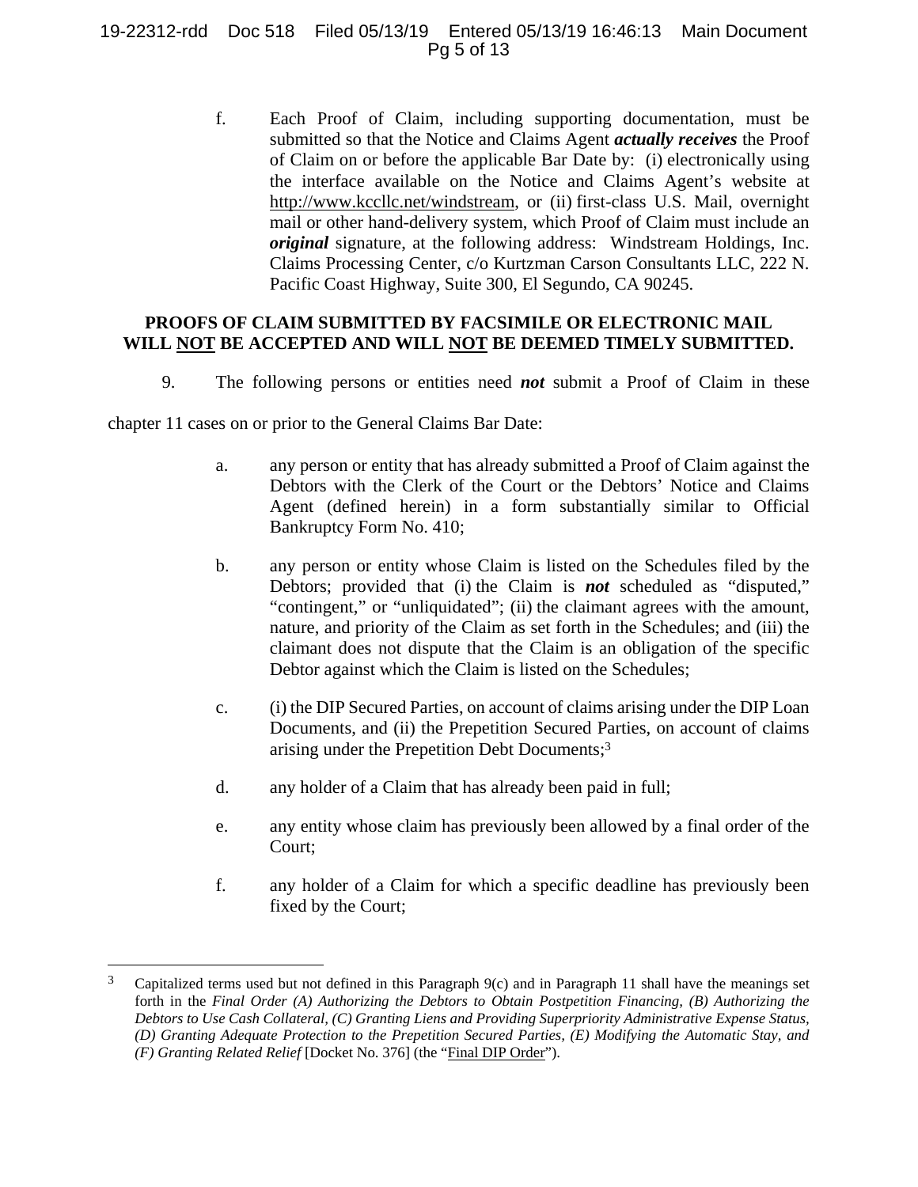f. Each Proof of Claim, including supporting documentation, must be submitted so that the Notice and Claims Agent ***actually receives*** the Proof of Claim on or before the applicable Bar Date by: (i) electronically using the interface available on the Notice and Claims Agent's website at http://www.kccllc.net/windstream, or (ii) first-class U.S. Mail, overnight mail or other hand-delivery system, which Proof of Claim must include an ***original*** signature, at the following address: Windstream Holdings, Inc. Claims Processing Center, c/o Kurtzman Carson Consultants LLC, 222 N. Pacific Coast Highway, Suite 300, El Segundo, CA 90245.

**PROOFS OF CLAIM SUBMITTED BY FACSIMILE OR ELECTRONIC MAIL WILL <u>NOT</u> BE ACCEPTED AND WILL <u>NOT</u> BE DEEMED TIMELY SUBMITTED.**

9. The following persons or entities need ***not*** submit a Proof of Claim in these chapter 11 cases on or prior to the General Claims Bar Date:

a. any person or entity that has already submitted a Proof of Claim against the Debtors with the Clerk of the Court or the Debtors' Notice and Claims Agent (defined herein) in a form substantially similar to Official Bankruptcy Form No. 410;

b. any person or entity whose Claim is listed on the Schedules filed by the Debtors; provided that (i) the Claim is ***not*** scheduled as "disputed," "contingent," or "unliquidated"; (ii) the claimant agrees with the amount, nature, and priority of the Claim as set forth in the Schedules; and (iii) the claimant does not dispute that the Claim is an obligation of the specific Debtor against which the Claim is listed on the Schedules;

c. (i) the DIP Secured Parties, on account of claims arising under the DIP Loan Documents, and (ii) the Prepetition Secured Parties, on account of claims arising under the Prepetition Debt Documents;[3]

d. any holder of a Claim that has already been paid in full;

e. any entity whose claim has previously been allowed by a final order of the Court;

f. any holder of a Claim for which a specific deadline has previously been fixed by the Court;

---

[3] Capitalized terms used but not defined in this Paragraph 9(c) and in Paragraph 11 shall have the meanings set forth in the *Final Order (A) Authorizing the Debtors to Obtain Postpetition Financing, (B) Authorizing the Debtors to Use Cash Collateral, (C) Granting Liens and Providing Superpriority Administrative Expense Status, (D) Granting Adequate Protection to the Prepetition Secured Parties, (E) Modifying the Automatic Stay, and (F) Granting Related Relief* [Docket No. 376] (the "<u>Final DIP Order</u>").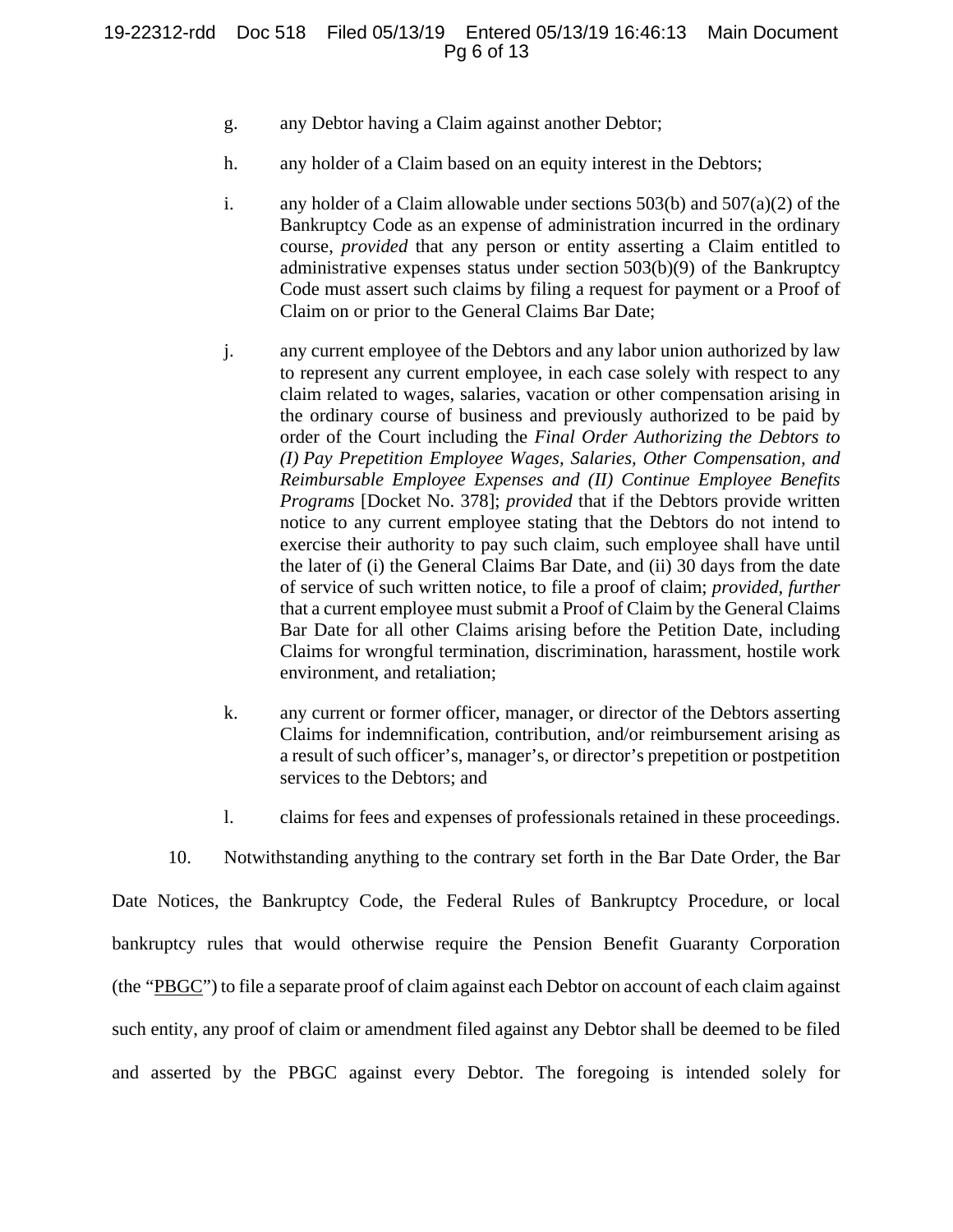g. any Debtor having a Claim against another Debtor;

h. any holder of a Claim based on an equity interest in the Debtors;

i. any holder of a Claim allowable under sections 503(b) and 507(a)(2) of the Bankruptcy Code as an expense of administration incurred in the ordinary course, *provided* that any person or entity asserting a Claim entitled to administrative expenses status under section 503(b)(9) of the Bankruptcy Code must assert such claims by filing a request for payment or a Proof of Claim on or prior to the General Claims Bar Date;

j. any current employee of the Debtors and any labor union authorized by law to represent any current employee, in each case solely with respect to any claim related to wages, salaries, vacation or other compensation arising in the ordinary course of business and previously authorized to be paid by order of the Court including the *Final Order Authorizing the Debtors to (I) Pay Prepetition Employee Wages, Salaries, Other Compensation, and Reimbursable Employee Expenses and (II) Continue Employee Benefits Programs* [Docket No. 378]; *provided* that if the Debtors provide written notice to any current employee stating that the Debtors do not intend to exercise their authority to pay such claim, such employee shall have until the later of (i) the General Claims Bar Date, and (ii) 30 days from the date of service of such written notice, to file a proof of claim; *provided, further* that a current employee must submit a Proof of Claim by the General Claims Bar Date for all other Claims arising before the Petition Date, including Claims for wrongful termination, discrimination, harassment, hostile work environment, and retaliation;

k. any current or former officer, manager, or director of the Debtors asserting Claims for indemnification, contribution, and/or reimbursement arising as a result of such officer's, manager's, or director's prepetition or postpetition services to the Debtors; and

l. claims for fees and expenses of professionals retained in these proceedings.

10. Notwithstanding anything to the contrary set forth in the Bar Date Order, the Bar Date Notices, the Bankruptcy Code, the Federal Rules of Bankruptcy Procedure, or local bankruptcy rules that would otherwise require the Pension Benefit Guaranty Corporation (the "PBGC") to file a separate proof of claim against each Debtor on account of each claim against such entity, any proof of claim or amendment filed against any Debtor shall be deemed to be filed and asserted by the PBGC against every Debtor. The foregoing is intended solely for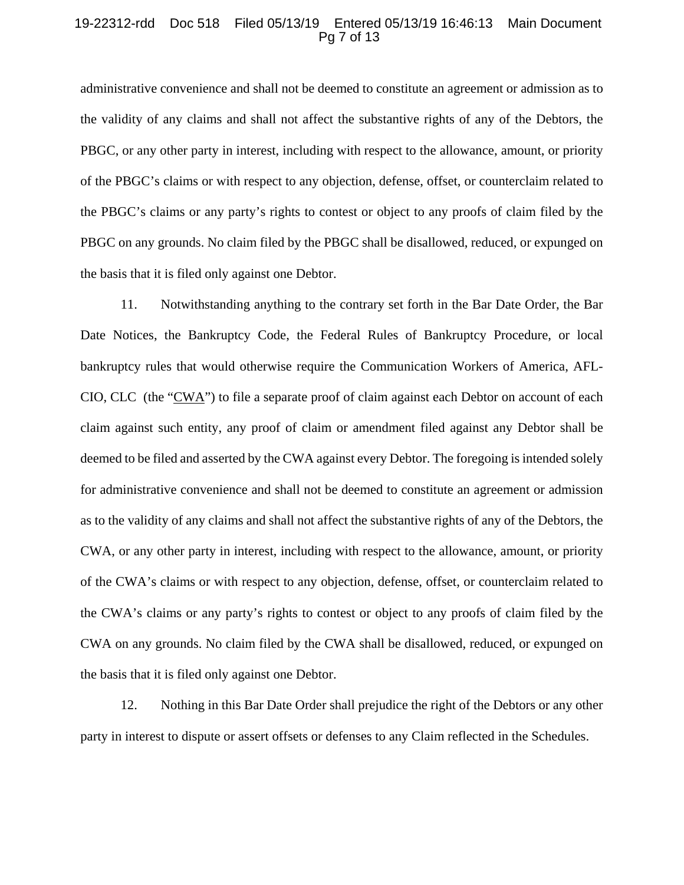administrative convenience and shall not be deemed to constitute an agreement or admission as to the validity of any claims and shall not affect the substantive rights of any of the Debtors, the PBGC, or any other party in interest, including with respect to the allowance, amount, or priority of the PBGC's claims or with respect to any objection, defense, offset, or counterclaim related to the PBGC's claims or any party's rights to contest or object to any proofs of claim filed by the PBGC on any grounds. No claim filed by the PBGC shall be disallowed, reduced, or expunged on the basis that it is filed only against one Debtor.

11. Notwithstanding anything to the contrary set forth in the Bar Date Order, the Bar Date Notices, the Bankruptcy Code, the Federal Rules of Bankruptcy Procedure, or local bankruptcy rules that would otherwise require the Communication Workers of America, AFL-CIO, CLC (the "CWA") to file a separate proof of claim against each Debtor on account of each claim against such entity, any proof of claim or amendment filed against any Debtor shall be deemed to be filed and asserted by the CWA against every Debtor. The foregoing is intended solely for administrative convenience and shall not be deemed to constitute an agreement or admission as to the validity of any claims and shall not affect the substantive rights of any of the Debtors, the CWA, or any other party in interest, including with respect to the allowance, amount, or priority of the CWA's claims or with respect to any objection, defense, offset, or counterclaim related to the CWA's claims or any party's rights to contest or object to any proofs of claim filed by the CWA on any grounds. No claim filed by the CWA shall be disallowed, reduced, or expunged on the basis that it is filed only against one Debtor.

12. Nothing in this Bar Date Order shall prejudice the right of the Debtors or any other party in interest to dispute or assert offsets or defenses to any Claim reflected in the Schedules.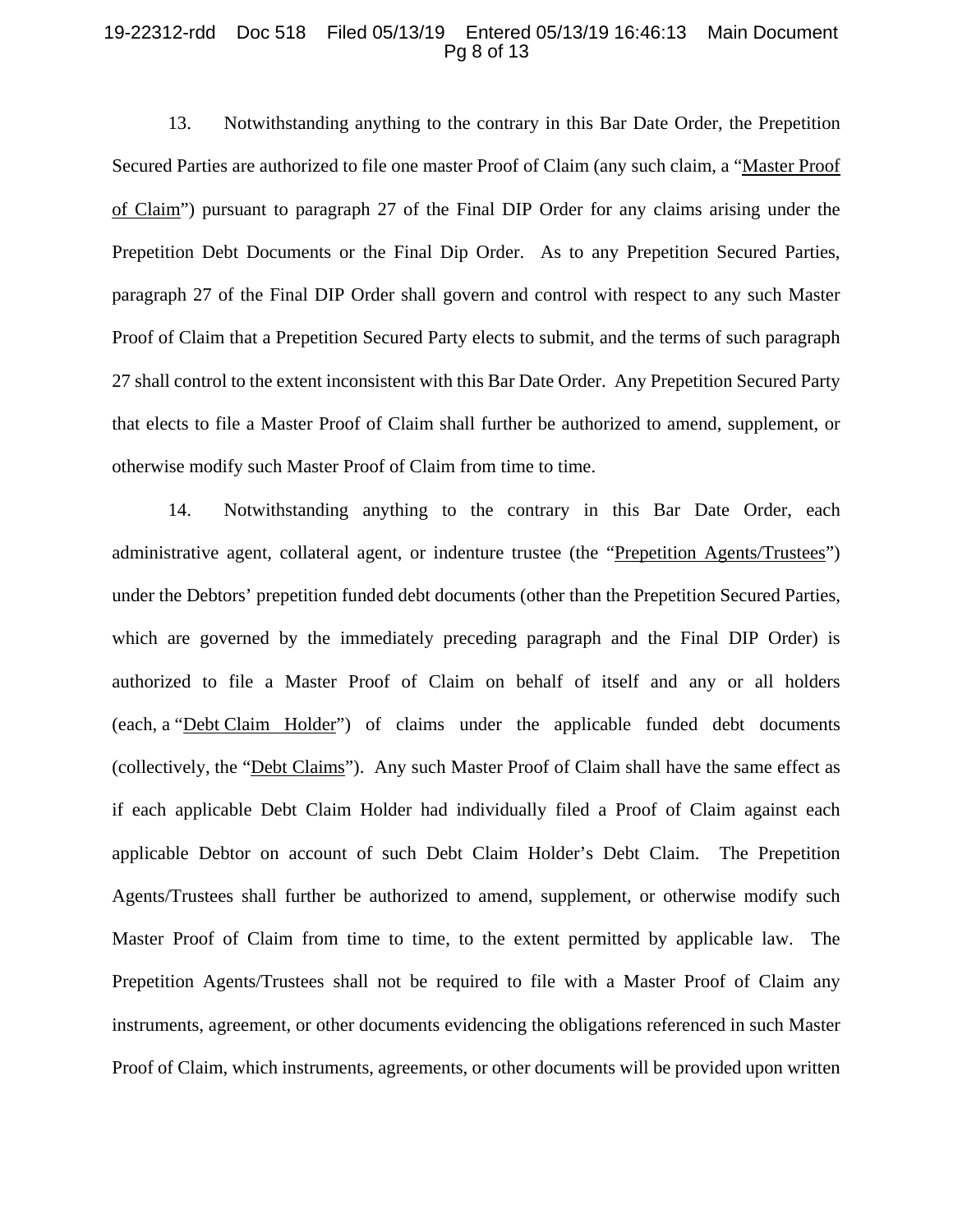13. Notwithstanding anything to the contrary in this Bar Date Order, the Prepetition Secured Parties are authorized to file one master Proof of Claim (any such claim, a "Master Proof of Claim") pursuant to paragraph 27 of the Final DIP Order for any claims arising under the Prepetition Debt Documents or the Final Dip Order. As to any Prepetition Secured Parties, paragraph 27 of the Final DIP Order shall govern and control with respect to any such Master Proof of Claim that a Prepetition Secured Party elects to submit, and the terms of such paragraph 27 shall control to the extent inconsistent with this Bar Date Order. Any Prepetition Secured Party that elects to file a Master Proof of Claim shall further be authorized to amend, supplement, or otherwise modify such Master Proof of Claim from time to time.

14. Notwithstanding anything to the contrary in this Bar Date Order, each administrative agent, collateral agent, or indenture trustee (the "Prepetition Agents/Trustees") under the Debtors' prepetition funded debt documents (other than the Prepetition Secured Parties, which are governed by the immediately preceding paragraph and the Final DIP Order) is authorized to file a Master Proof of Claim on behalf of itself and any or all holders (each, a "Debt Claim Holder") of claims under the applicable funded debt documents (collectively, the "Debt Claims"). Any such Master Proof of Claim shall have the same effect as if each applicable Debt Claim Holder had individually filed a Proof of Claim against each applicable Debtor on account of such Debt Claim Holder's Debt Claim. The Prepetition Agents/Trustees shall further be authorized to amend, supplement, or otherwise modify such Master Proof of Claim from time to time, to the extent permitted by applicable law. The Prepetition Agents/Trustees shall not be required to file with a Master Proof of Claim any instruments, agreement, or other documents evidencing the obligations referenced in such Master Proof of Claim, which instruments, agreements, or other documents will be provided upon written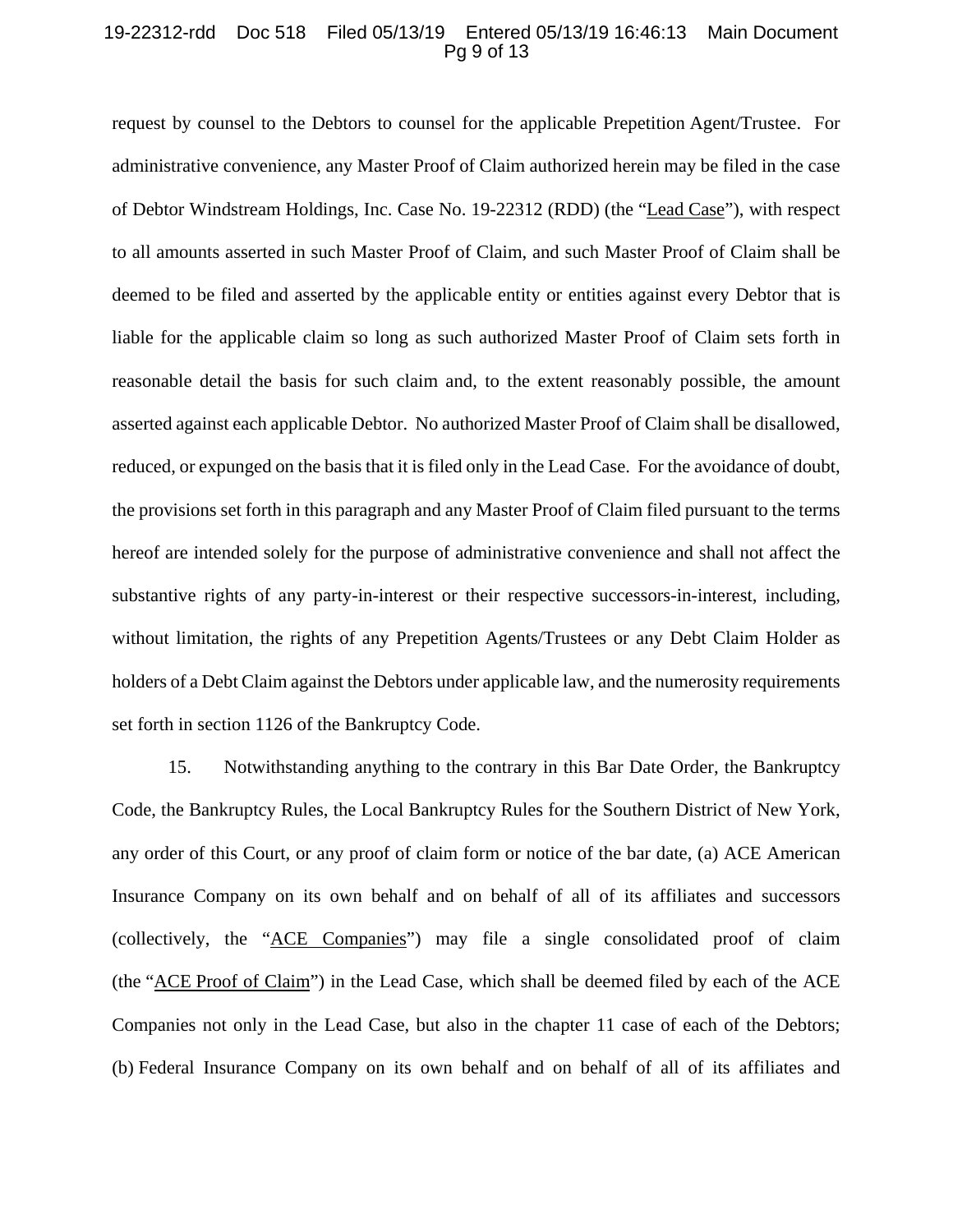request by counsel to the Debtors to counsel for the applicable Prepetition Agent/Trustee. For administrative convenience, any Master Proof of Claim authorized herein may be filed in the case of Debtor Windstream Holdings, Inc. Case No. 19-22312 (RDD) (the "Lead Case"), with respect to all amounts asserted in such Master Proof of Claim, and such Master Proof of Claim shall be deemed to be filed and asserted by the applicable entity or entities against every Debtor that is liable for the applicable claim so long as such authorized Master Proof of Claim sets forth in reasonable detail the basis for such claim and, to the extent reasonably possible, the amount asserted against each applicable Debtor. No authorized Master Proof of Claim shall be disallowed, reduced, or expunged on the basis that it is filed only in the Lead Case. For the avoidance of doubt, the provisions set forth in this paragraph and any Master Proof of Claim filed pursuant to the terms hereof are intended solely for the purpose of administrative convenience and shall not affect the substantive rights of any party-in-interest or their respective successors-in-interest, including, without limitation, the rights of any Prepetition Agents/Trustees or any Debt Claim Holder as holders of a Debt Claim against the Debtors under applicable law, and the numerosity requirements set forth in section 1126 of the Bankruptcy Code.

15. Notwithstanding anything to the contrary in this Bar Date Order, the Bankruptcy Code, the Bankruptcy Rules, the Local Bankruptcy Rules for the Southern District of New York, any order of this Court, or any proof of claim form or notice of the bar date, (a) ACE American Insurance Company on its own behalf and on behalf of all of its affiliates and successors (collectively, the "ACE Companies") may file a single consolidated proof of claim (the "ACE Proof of Claim") in the Lead Case, which shall be deemed filed by each of the ACE Companies not only in the Lead Case, but also in the chapter 11 case of each of the Debtors; (b) Federal Insurance Company on its own behalf and on behalf of all of its affiliates and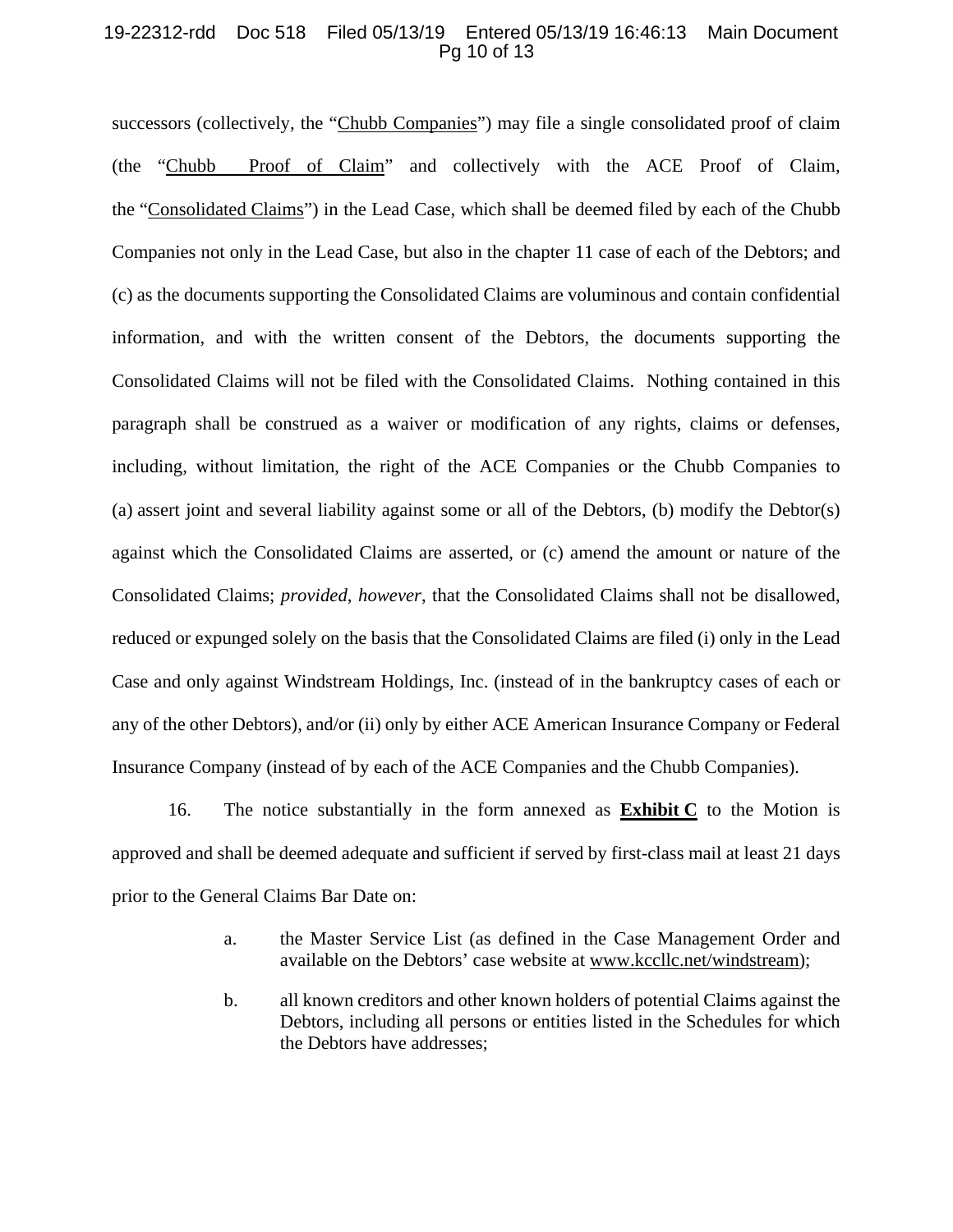successors (collectively, the "Chubb Companies") may file a single consolidated proof of claim (the "Chubb Proof of Claim" and collectively with the ACE Proof of Claim, the "Consolidated Claims") in the Lead Case, which shall be deemed filed by each of the Chubb Companies not only in the Lead Case, but also in the chapter 11 case of each of the Debtors; and (c) as the documents supporting the Consolidated Claims are voluminous and contain confidential information, and with the written consent of the Debtors, the documents supporting the Consolidated Claims will not be filed with the Consolidated Claims. Nothing contained in this paragraph shall be construed as a waiver or modification of any rights, claims or defenses, including, without limitation, the right of the ACE Companies or the Chubb Companies to (a) assert joint and several liability against some or all of the Debtors, (b) modify the Debtor(s) against which the Consolidated Claims are asserted, or (c) amend the amount or nature of the Consolidated Claims; *provided*, *however*, that the Consolidated Claims shall not be disallowed, reduced or expunged solely on the basis that the Consolidated Claims are filed (i) only in the Lead Case and only against Windstream Holdings, Inc. (instead of in the bankruptcy cases of each or any of the other Debtors), and/or (ii) only by either ACE American Insurance Company or Federal Insurance Company (instead of by each of the ACE Companies and the Chubb Companies).

16. The notice substantially in the form annexed as **Exhibit C** to the Motion is approved and shall be deemed adequate and sufficient if served by first-class mail at least 21 days prior to the General Claims Bar Date on:

a. the Master Service List (as defined in the Case Management Order and available on the Debtors' case website at www.kccllc.net/windstream);

b. all known creditors and other known holders of potential Claims against the Debtors, including all persons or entities listed in the Schedules for which the Debtors have addresses;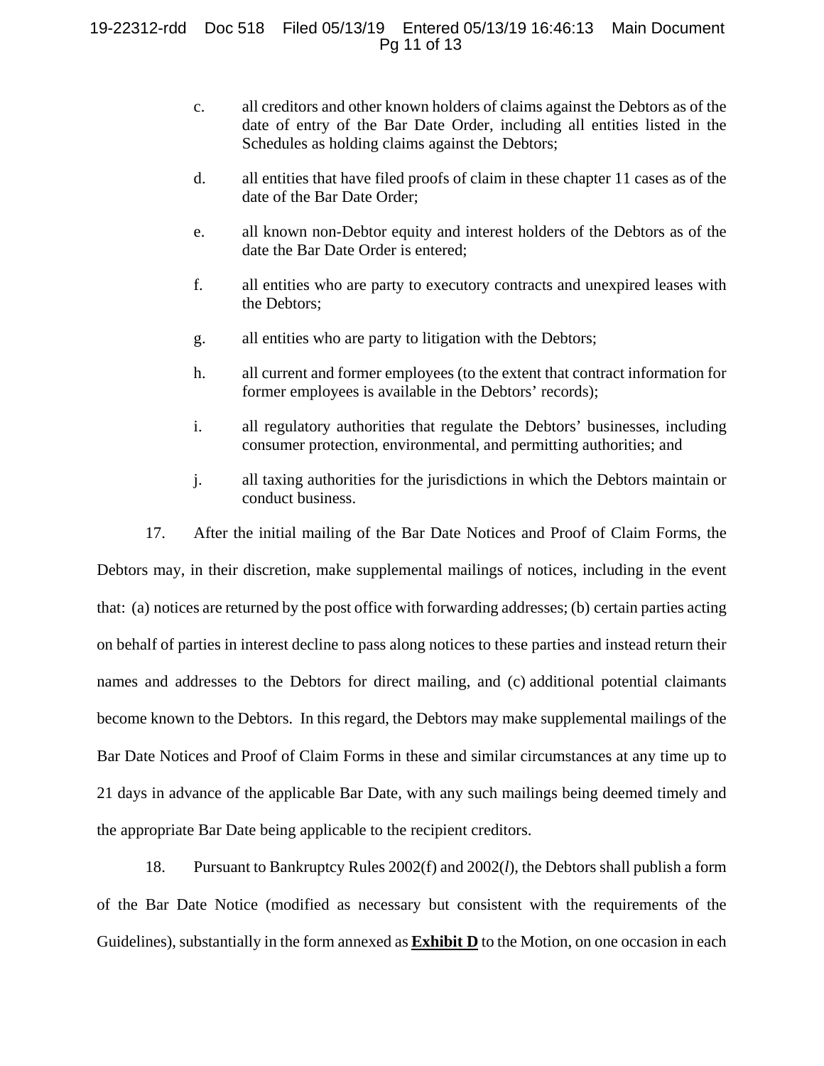c. all creditors and other known holders of claims against the Debtors as of the date of entry of the Bar Date Order, including all entities listed in the Schedules as holding claims against the Debtors;

d. all entities that have filed proofs of claim in these chapter 11 cases as of the date of the Bar Date Order;

e. all known non-Debtor equity and interest holders of the Debtors as of the date the Bar Date Order is entered;

f. all entities who are party to executory contracts and unexpired leases with the Debtors;

g. all entities who are party to litigation with the Debtors;

h. all current and former employees (to the extent that contract information for former employees is available in the Debtors' records);

i. all regulatory authorities that regulate the Debtors' businesses, including consumer protection, environmental, and permitting authorities; and

j. all taxing authorities for the jurisdictions in which the Debtors maintain or conduct business.

17. After the initial mailing of the Bar Date Notices and Proof of Claim Forms, the Debtors may, in their discretion, make supplemental mailings of notices, including in the event that: (a) notices are returned by the post office with forwarding addresses; (b) certain parties acting on behalf of parties in interest decline to pass along notices to these parties and instead return their names and addresses to the Debtors for direct mailing, and (c) additional potential claimants become known to the Debtors. In this regard, the Debtors may make supplemental mailings of the Bar Date Notices and Proof of Claim Forms in these and similar circumstances at any time up to 21 days in advance of the applicable Bar Date, with any such mailings being deemed timely and the appropriate Bar Date being applicable to the recipient creditors.

18. Pursuant to Bankruptcy Rules 2002(f) and 2002(*l*), the Debtors shall publish a form of the Bar Date Notice (modified as necessary but consistent with the requirements of the Guidelines), substantially in the form annexed as **Exhibit D** to the Motion, on one occasion in each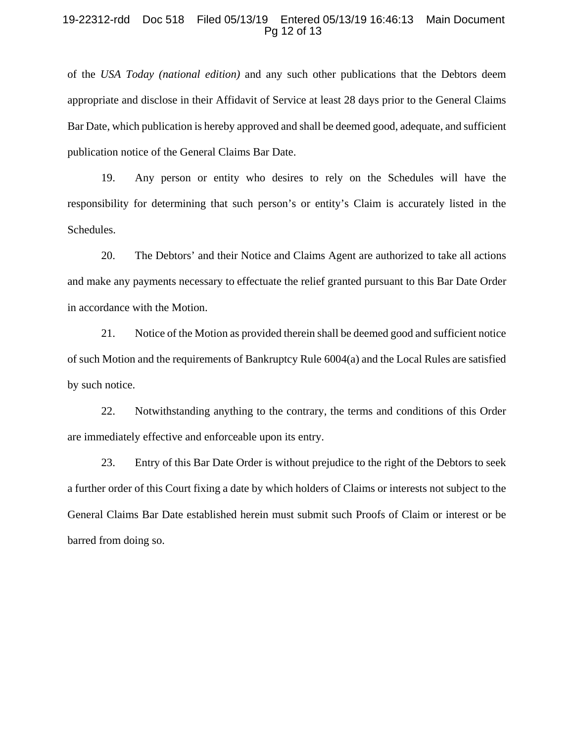of the *USA Today (national edition)* and any such other publications that the Debtors deem appropriate and disclose in their Affidavit of Service at least 28 days prior to the General Claims Bar Date, which publication is hereby approved and shall be deemed good, adequate, and sufficient publication notice of the General Claims Bar Date.

19. Any person or entity who desires to rely on the Schedules will have the responsibility for determining that such person's or entity's Claim is accurately listed in the Schedules.

20. The Debtors' and their Notice and Claims Agent are authorized to take all actions and make any payments necessary to effectuate the relief granted pursuant to this Bar Date Order in accordance with the Motion.

21. Notice of the Motion as provided therein shall be deemed good and sufficient notice of such Motion and the requirements of Bankruptcy Rule 6004(a) and the Local Rules are satisfied by such notice.

22. Notwithstanding anything to the contrary, the terms and conditions of this Order are immediately effective and enforceable upon its entry.

23. Entry of this Bar Date Order is without prejudice to the right of the Debtors to seek a further order of this Court fixing a date by which holders of Claims or interests not subject to the General Claims Bar Date established herein must submit such Proofs of Claim or interest or be barred from doing so.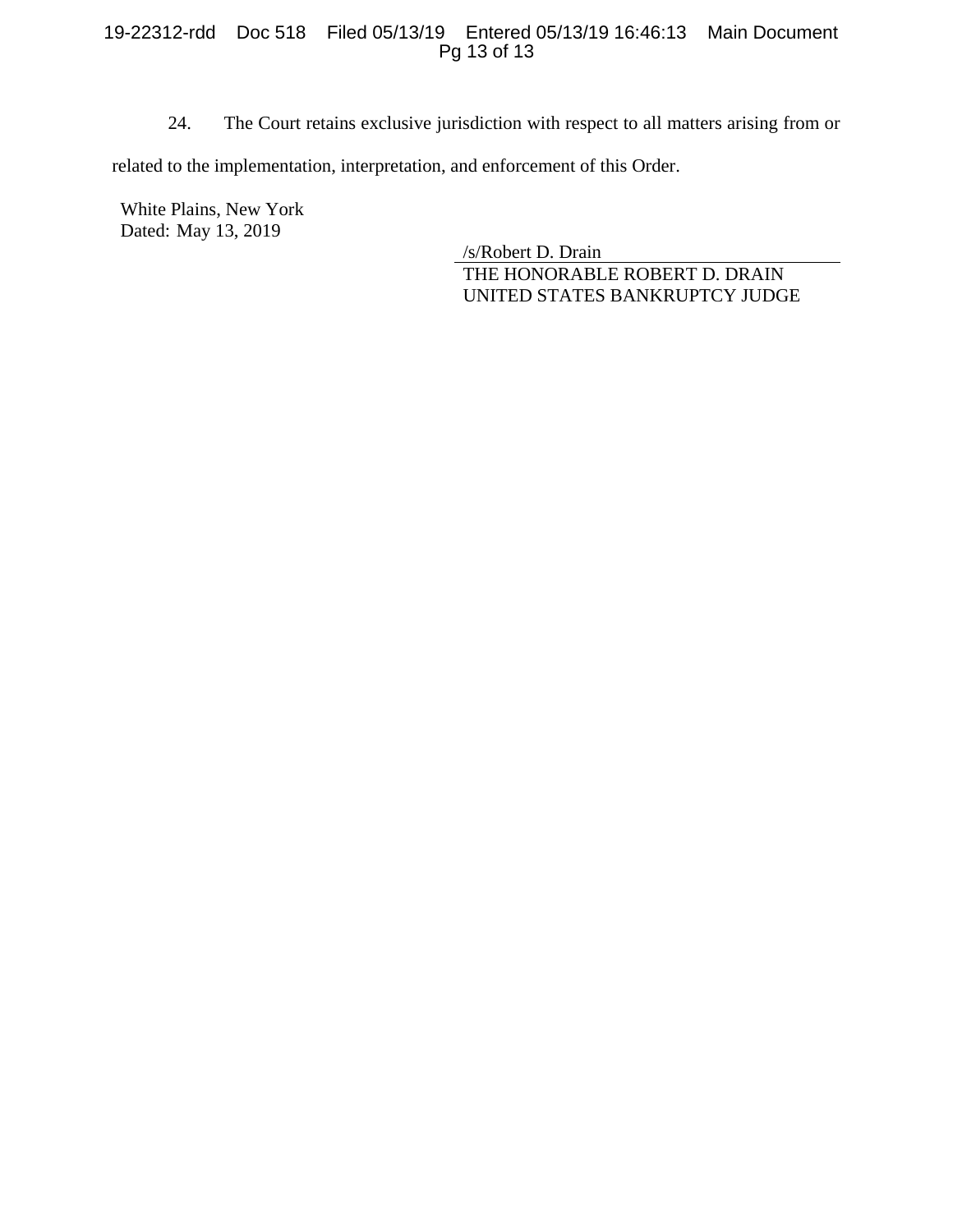24. The Court retains exclusive jurisdiction with respect to all matters arising from or related to the implementation, interpretation, and enforcement of this Order.

White Plains, New York
Dated: May 13, 2019

/s/Robert D. Drain
THE HONORABLE ROBERT D. DRAIN
UNITED STATES BANKRUPTCY JUDGE